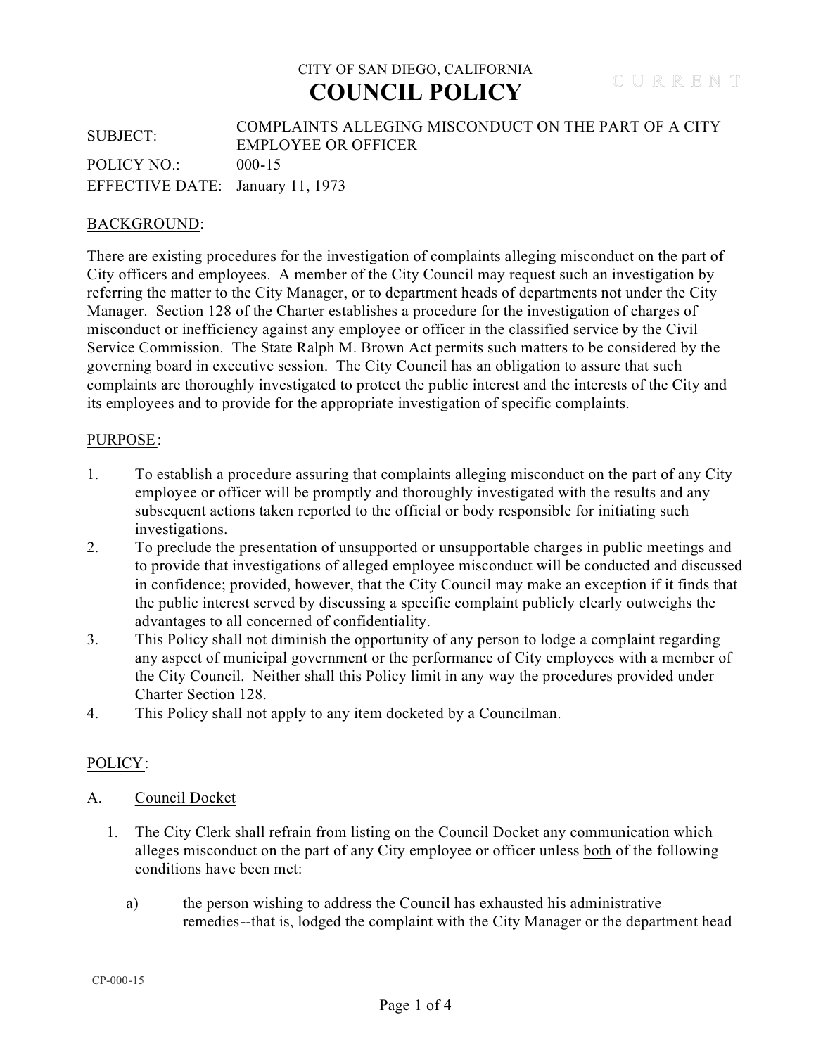CITY OF SAN DIEGO, CALIFORNIA

# COUNCIL POLICY

C U R R E N T

| | |
|---|---|
| SUBJECT: | COMPLAINTS ALLEGING MISCONDUCT ON THE PART OF A CITY EMPLOYEE OR OFFICER |
| POLICY NO.: | 000-15 |
| EFFECTIVE DATE: | January 11, 1973 |

## BACKGROUND:

There are existing procedures for the investigation of complaints alleging misconduct on the part of City officers and employees. A member of the City Council may request such an investigation by referring the matter to the City Manager, or to department heads of departments not under the City Manager. Section 128 of the Charter establishes a procedure for the investigation of charges of misconduct or inefficiency against any employee or officer in the classified service by the Civil Service Commission. The State Ralph M. Brown Act permits such matters to be considered by the governing board in executive session. The City Council has an obligation to assure that such complaints are thoroughly investigated to protect the public interest and the interests of the City and its employees and to provide for the appropriate investigation of specific complaints.

## PURPOSE:

1. To establish a procedure assuring that complaints alleging misconduct on the part of any City employee or officer will be promptly and thoroughly investigated with the results and any subsequent actions taken reported to the official or body responsible for initiating such investigations.
2. To preclude the presentation of unsupported or unsupportable charges in public meetings and to provide that investigations of alleged employee misconduct will be conducted and discussed in confidence; provided, however, that the City Council may make an exception if it finds that the public interest served by discussing a specific complaint publicly clearly outweighs the advantages to all concerned of confidentiality.
3. This Policy shall not diminish the opportunity of any person to lodge a complaint regarding any aspect of municipal government or the performance of City employees with a member of the City Council. Neither shall this Policy limit in any way the procedures provided under Charter Section 128.
4. This Policy shall not apply to any item docketed by a Councilman.

## POLICY:

A. Council Docket

1. The City Clerk shall refrain from listing on the Council Docket any communication which alleges misconduct on the part of any City employee or officer unless both of the following conditions have been met:

    a) the person wishing to address the Council has exhausted his administrative remedies--that is, lodged the complaint with the City Manager or the department head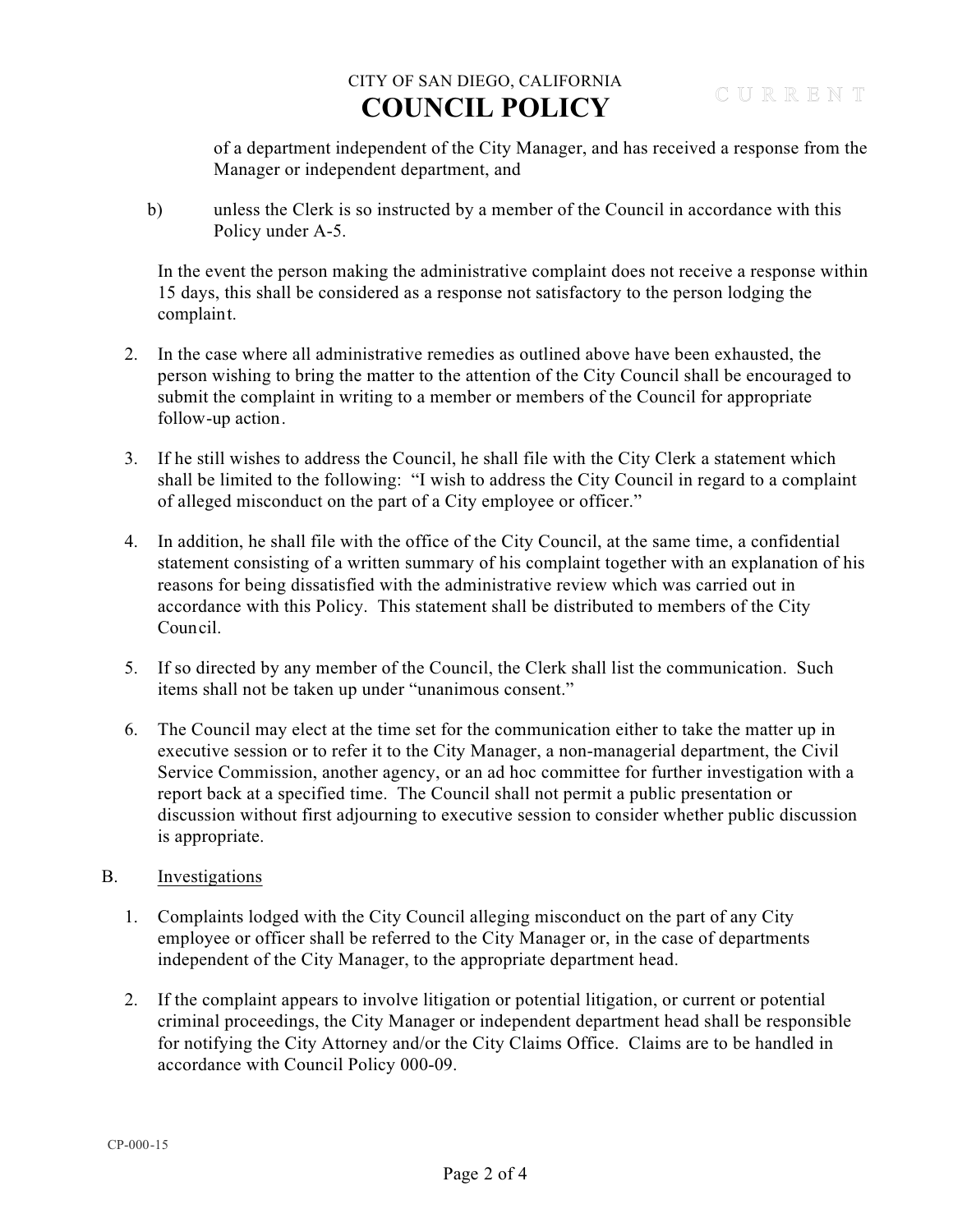of a department independent of the City Manager, and has received a response from the Manager or independent department, and

b) unless the Clerk is so instructed by a member of the Council in accordance with this Policy under A-5.

In the event the person making the administrative complaint does not receive a response within 15 days, this shall be considered as a response not satisfactory to the person lodging the complaint.

2. In the case where all administrative remedies as outlined above have been exhausted, the person wishing to bring the matter to the attention of the City Council shall be encouraged to submit the complaint in writing to a member or members of the Council for appropriate follow-up action.

3. If he still wishes to address the Council, he shall file with the City Clerk a statement which shall be limited to the following: "I wish to address the City Council in regard to a complaint of alleged misconduct on the part of a City employee or officer."

4. In addition, he shall file with the office of the City Council, at the same time, a confidential statement consisting of a written summary of his complaint together with an explanation of his reasons for being dissatisfied with the administrative review which was carried out in accordance with this Policy. This statement shall be distributed to members of the City Council.

5. If so directed by any member of the Council, the Clerk shall list the communication. Such items shall not be taken up under "unanimous consent."

6. The Council may elect at the time set for the communication either to take the matter up in executive session or to refer it to the City Manager, a non-managerial department, the Civil Service Commission, another agency, or an ad hoc committee for further investigation with a report back at a specified time. The Council shall not permit a public presentation or discussion without first adjourning to executive session to consider whether public discussion is appropriate.

B. Investigations

1. Complaints lodged with the City Council alleging misconduct on the part of any City employee or officer shall be referred to the City Manager or, in the case of departments independent of the City Manager, to the appropriate department head.

2. If the complaint appears to involve litigation or potential litigation, or current or potential criminal proceedings, the City Manager or independent department head shall be responsible for notifying the City Attorney and/or the City Claims Office. Claims are to be handled in accordance with Council Policy 000-09.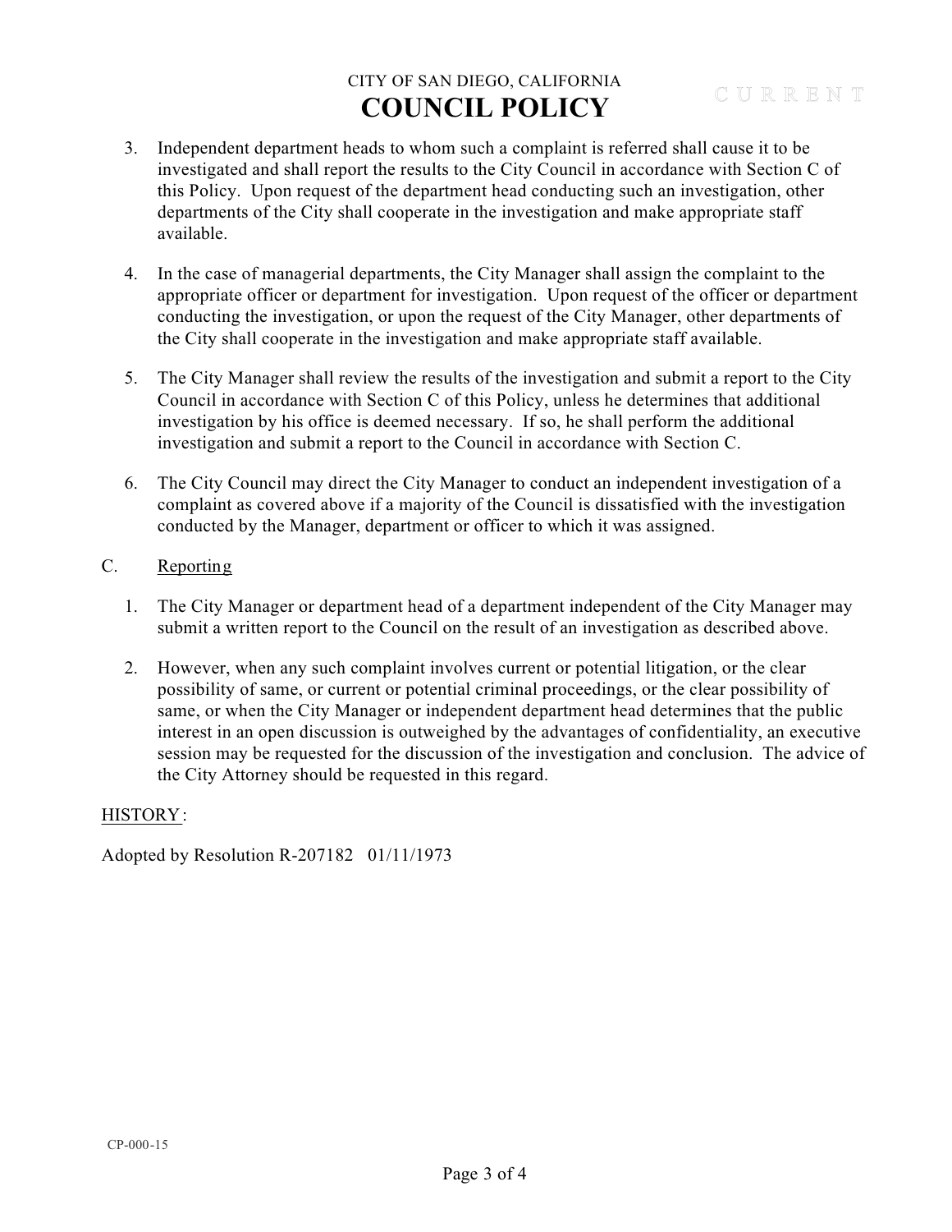3. Independent department heads to whom such a complaint is referred shall cause it to be investigated and shall report the results to the City Council in accordance with Section C of this Policy. Upon request of the department head conducting such an investigation, other departments of the City shall cooperate in the investigation and make appropriate staff available.

4. In the case of managerial departments, the City Manager shall assign the complaint to the appropriate officer or department for investigation. Upon request of the officer or department conducting the investigation, or upon the request of the City Manager, other departments of the City shall cooperate in the investigation and make appropriate staff available.

5. The City Manager shall review the results of the investigation and submit a report to the City Council in accordance with Section C of this Policy, unless he determines that additional investigation by his office is deemed necessary. If so, he shall perform the additional investigation and submit a report to the Council in accordance with Section C.

6. The City Council may direct the City Manager to conduct an independent investigation of a complaint as covered above if a majority of the Council is dissatisfied with the investigation conducted by the Manager, department or officer to which it was assigned.

C. Reporting

1. The City Manager or department head of a department independent of the City Manager may submit a written report to the Council on the result of an investigation as described above.

2. However, when any such complaint involves current or potential litigation, or the clear possibility of same, or current or potential criminal proceedings, or the clear possibility of same, or when the City Manager or independent department head determines that the public interest in an open discussion is outweighed by the advantages of confidentiality, an executive session may be requested for the discussion of the investigation and conclusion. The advice of the City Attorney should be requested in this regard.

HISTORY:

Adopted by Resolution R-207182 01/11/1973